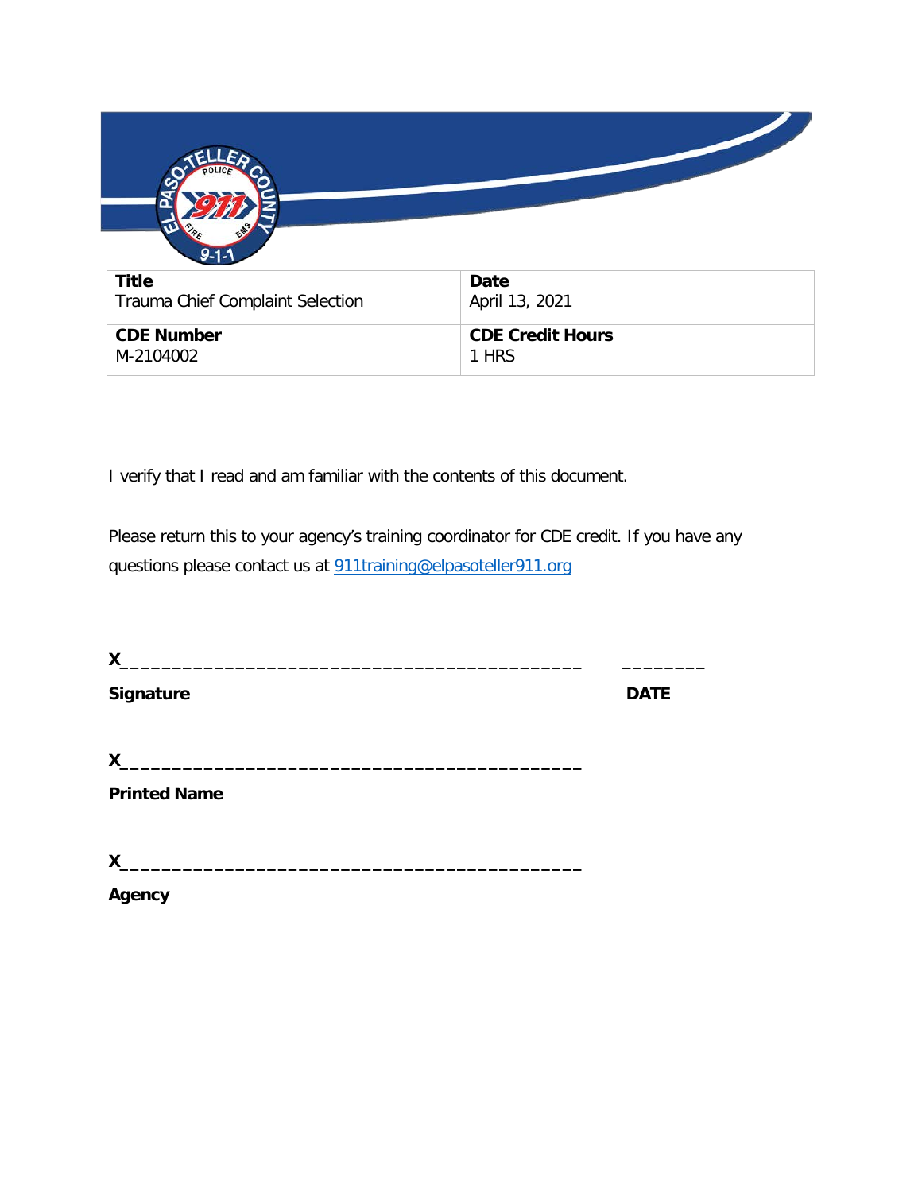| **Title**<br>Trauma Chief Complaint Selection | **Date**<br>April 13, 2021 |
| --- | --- |
| **CDE Number**<br>M-2104002 | **CDE Credit Hours**<br>1 HRS |

I verify that I read and am familiar with the contents of this document.

Please return this to your agency's training coordinator for CDE credit. If you have any questions please contact us at [911training@elpasoteller911.org](mailto:911training@elpasoteller911.org)

**X**__________________________________________ ________

**Signature** **DATE**

**X**__________________________________________

**Printed Name**

**X**__________________________________________

**Agency**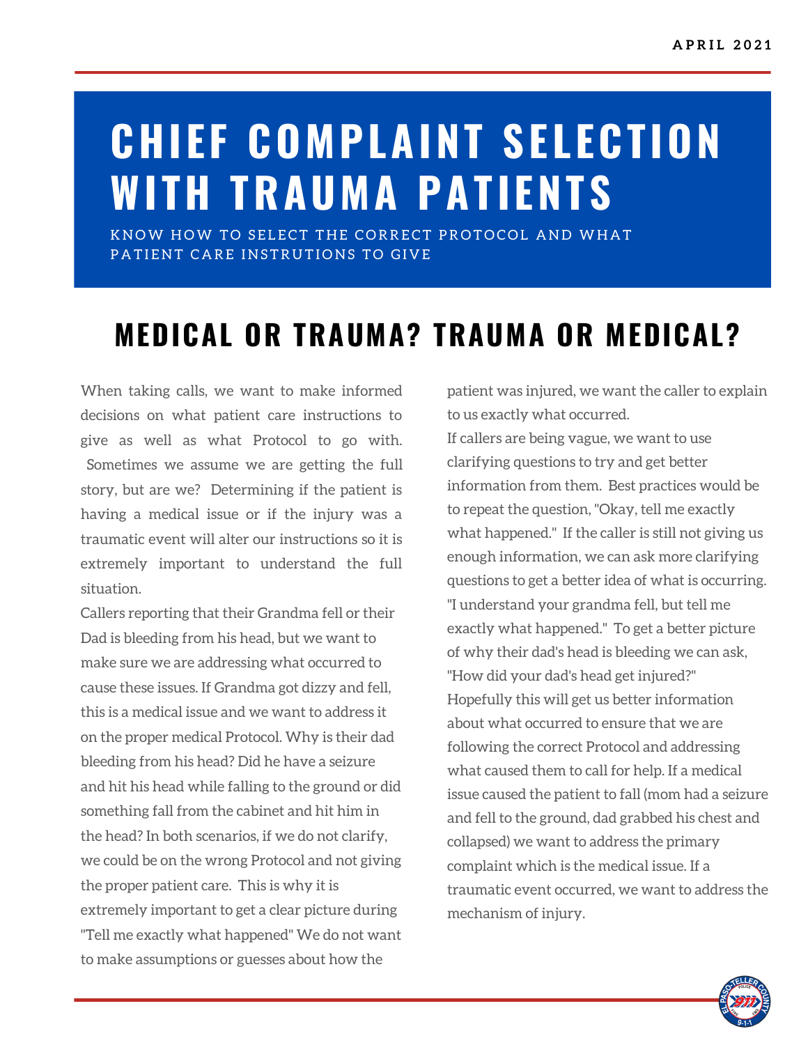APRIL 2021

# CHIEF COMPLAINT SELECTION WITH TRAUMA PATIENTS

KNOW HOW TO SELECT THE CORRECT PROTOCOL AND WHAT PATIENT CARE INSTRUTIONS TO GIVE

## MEDICAL OR TRAUMA? TRAUMA OR MEDICAL?

When taking calls, we want to make informed decisions on what patient care instructions to give as well as what Protocol to go with. Sometimes we assume we are getting the full story, but are we? Determining if the patient is having a medical issue or if the injury was a traumatic event will alter our instructions so it is extremely important to understand the full situation.

Callers reporting that their Grandma fell or their Dad is bleeding from his head, but we want to make sure we are addressing what occurred to cause these issues. If Grandma got dizzy and fell, this is a medical issue and we want to address it on the proper medical Protocol. Why is their dad bleeding from his head? Did he have a seizure and hit his head while falling to the ground or did something fall from the cabinet and hit him in the head? In both scenarios, if we do not clarify, we could be on the wrong Protocol and not giving the proper patient care. This is why it is extremely important to get a clear picture during "Tell me exactly what happened" We do not want to make assumptions or guesses about how the patient was injured, we want the caller to explain to us exactly what occurred.

If callers are being vague, we want to use clarifying questions to try and get better information from them. Best practices would be to repeat the question, "Okay, tell me exactly what happened." If the caller is still not giving us enough information, we can ask more clarifying questions to get a better idea of what is occurring. "I understand your grandma fell, but tell me exactly what happened." To get a better picture of why their dad's head is bleeding we can ask, "How did your dad's head get injured?" Hopefully this will get us better information about what occurred to ensure that we are following the correct Protocol and addressing what caused them to call for help. If a medical issue caused the patient to fall (mom had a seizure and fell to the ground, dad grabbed his chest and collapsed) we want to address the primary complaint which is the medical issue. If a traumatic event occurred, we want to address the mechanism of injury.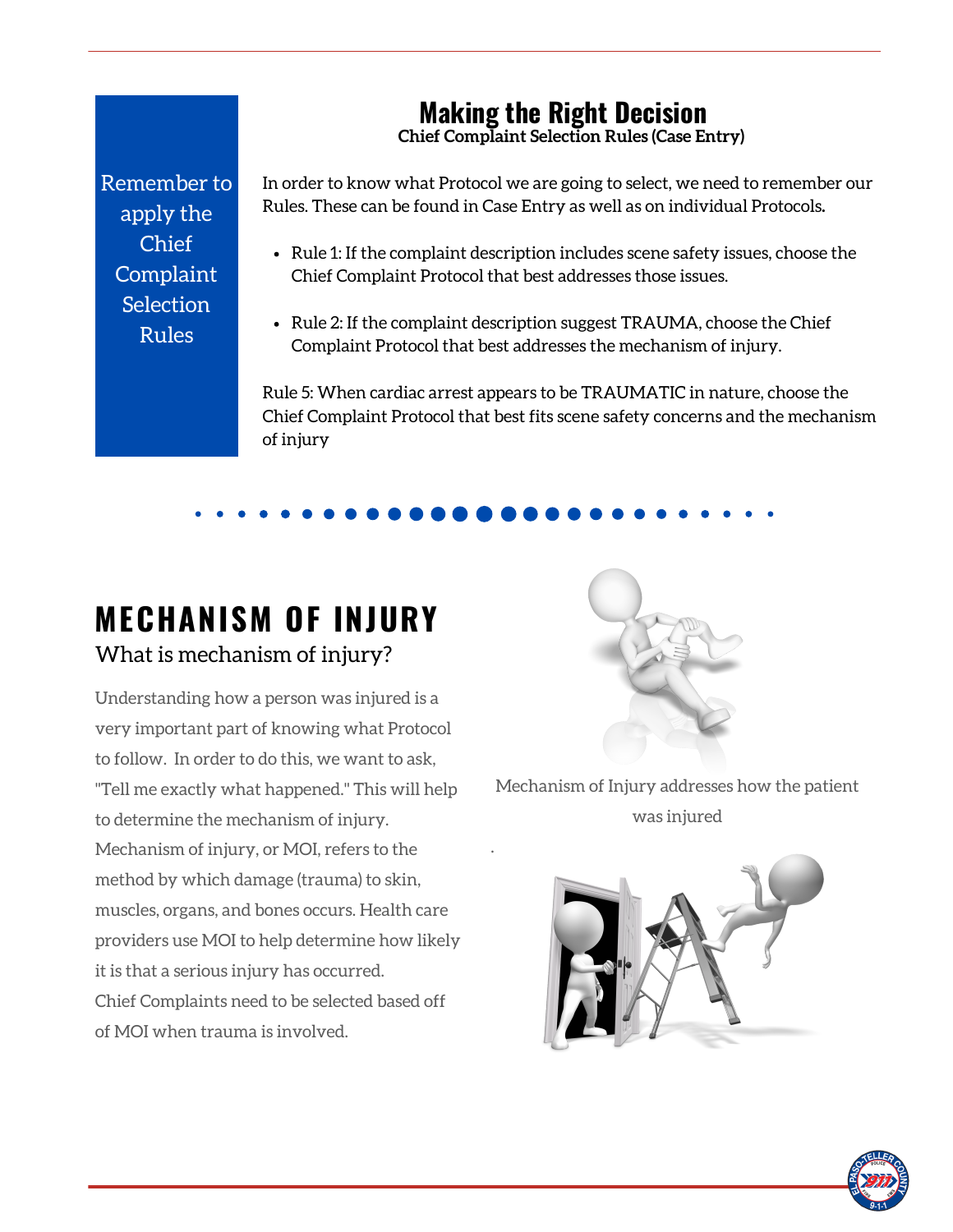# Making the Right Decision

**Chief Complaint Selection Rules (Case Entry)**

Remember to apply the Chief Complaint Selection Rules

In order to know what Protocol we are going to select, we need to remember our Rules. These can be found in Case Entry as well as on individual Protocols.

- Rule 1: If the complaint description includes scene safety issues, choose the Chief Complaint Protocol that best addresses those issues.
- Rule 2: If the complaint description suggest TRAUMA, choose the Chief Complaint Protocol that best addresses the mechanism of injury.

Rule 5: When cardiac arrest appears to be TRAUMATIC in nature, choose the Chief Complaint Protocol that best fits scene safety concerns and the mechanism of injury

## MECHANISM OF INJURY

### What is mechanism of injury?

Understanding how a person was injured is a very important part of knowing what Protocol to follow. In order to do this, we want to ask, "Tell me exactly what happened." This will help to determine the mechanism of injury. Mechanism of injury, or MOI, refers to the method by which damage (trauma) to skin, muscles, organs, and bones occurs. Health care providers use MOI to help determine how likely it is that a serious injury has occurred. Chief Complaints need to be selected based off of MOI when trauma is involved.

Mechanism of Injury addresses how the patient was injured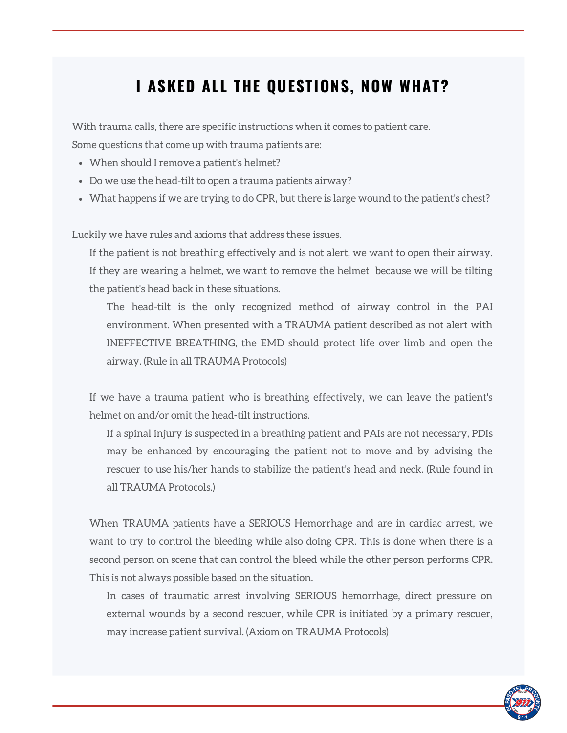# I ASKED ALL THE QUESTIONS, NOW WHAT?

With trauma calls, there are specific instructions when it comes to patient care.
Some questions that come up with trauma patients are:

- When should I remove a patient's helmet?
- Do we use the head-tilt to open a trauma patients airway?
- What happens if we are trying to do CPR, but there is large wound to the patient's chest?

Luckily we have rules and axioms that address these issues.

> If the patient is not breathing effectively and is not alert, we want to open their airway. If they are wearing a helmet, we want to remove the helmet because we will be tilting the patient's head back in these situations.
>
> > The head-tilt is the only recognized method of airway control in the PAI environment. When presented with a TRAUMA patient described as not alert with INEFFECTIVE BREATHING, the EMD should protect life over limb and open the airway. (Rule in all TRAUMA Protocols)

> If we have a trauma patient who is breathing effectively, we can leave the patient's helmet on and/or omit the head-tilt instructions.
>
> > If a spinal injury is suspected in a breathing patient and PAIs are not necessary, PDIs may be enhanced by encouraging the patient not to move and by advising the rescuer to use his/her hands to stabilize the patient's head and neck. (Rule found in all TRAUMA Protocols.)

> When TRAUMA patients have a SERIOUS Hemorrhage and are in cardiac arrest, we want to try to control the bleeding while also doing CPR. This is done when there is a second person on scene that can control the bleed while the other person performs CPR. This is not always possible based on the situation.
>
> > In cases of traumatic arrest involving SERIOUS hemorrhage, direct pressure on external wounds by a second rescuer, while CPR is initiated by a primary rescuer, may increase patient survival. (Axiom on TRAUMA Protocols)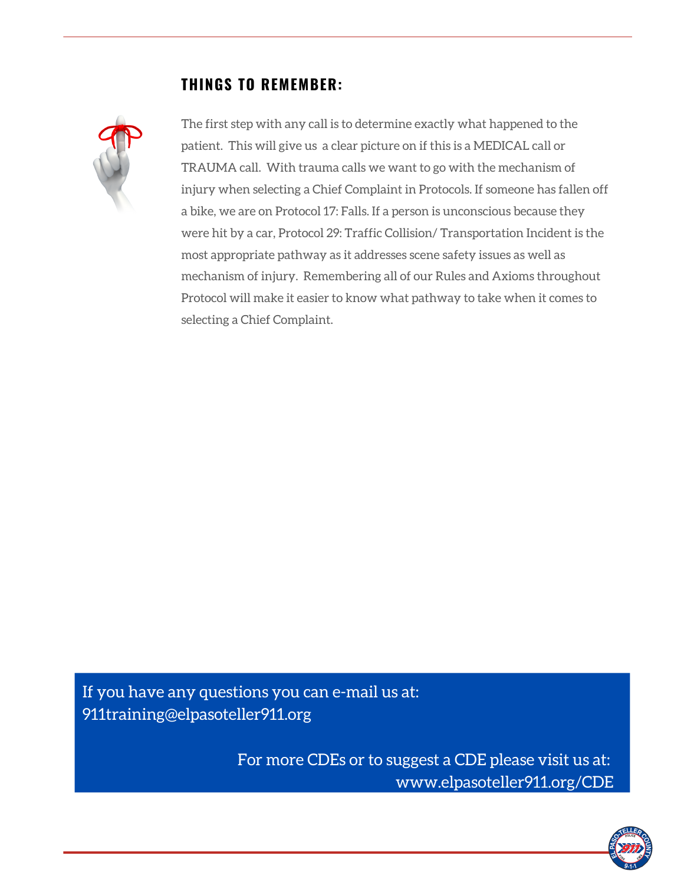## THINGS TO REMEMBER:

The first step with any call is to determine exactly what happened to the patient. This will give us a clear picture on if this is a MEDICAL call or TRAUMA call. With trauma calls we want to go with the mechanism of injury when selecting a Chief Complaint in Protocols. If someone has fallen off a bike, we are on Protocol 17: Falls. If a person is unconscious because they were hit by a car, Protocol 29: Traffic Collision/ Transportation Incident is the most appropriate pathway as it addresses scene safety issues as well as mechanism of injury. Remembering all of our Rules and Axioms throughout Protocol will make it easier to know what pathway to take when it comes to selecting a Chief Complaint.

If you have any questions you can e-mail us at:
911training@elpasoteller911.org

For more CDEs or to suggest a CDE please visit us at:
www.elpasoteller911.org/CDE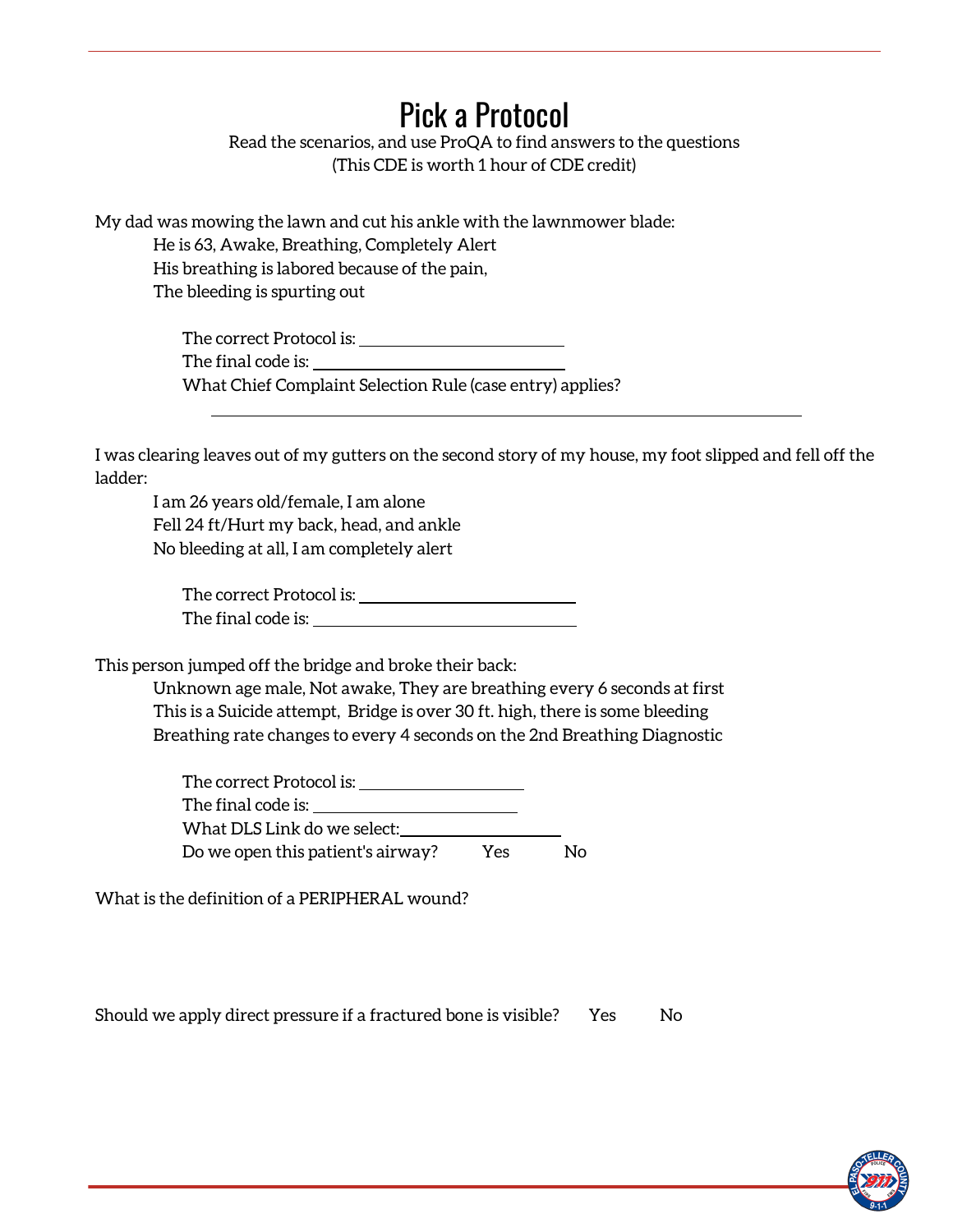# Pick a Protocol

Read the scenarios, and use ProQA to find answers to the questions
(This CDE is worth 1 hour of CDE credit)

My dad was mowing the lawn and cut his ankle with the lawnmower blade:

He is 63, Awake, Breathing, Completely Alert
His breathing is labored because of the pain,
The bleeding is spurting out

The correct Protocol is: ________________________
The final code is: ______________________________
What Chief Complaint Selection Rule (case entry) applies?

______________________________________________________________________

I was clearing leaves out of my gutters on the second story of my house, my foot slipped and fell off the ladder:

I am 26 years old/female, I am alone
Fell 24 ft/Hurt my back, head, and ankle
No bleeding at all, I am completely alert

The correct Protocol is: __________________________
The final code is: ______________________________

This person jumped off the bridge and broke their back:

Unknown age male, Not awake, They are breathing every 6 seconds at first
This is a Suicide attempt, Bridge is over 30 ft. high, there is some bleeding
Breathing rate changes to every 4 seconds on the 2nd Breathing Diagnostic

The correct Protocol is: ____________________
The final code is: ________________________
What DLS Link do we select: ____________________
Do we open this patient's airway? Yes No

What is the definition of a PERIPHERAL wound?

Should we apply direct pressure if a fractured bone is visible? Yes No